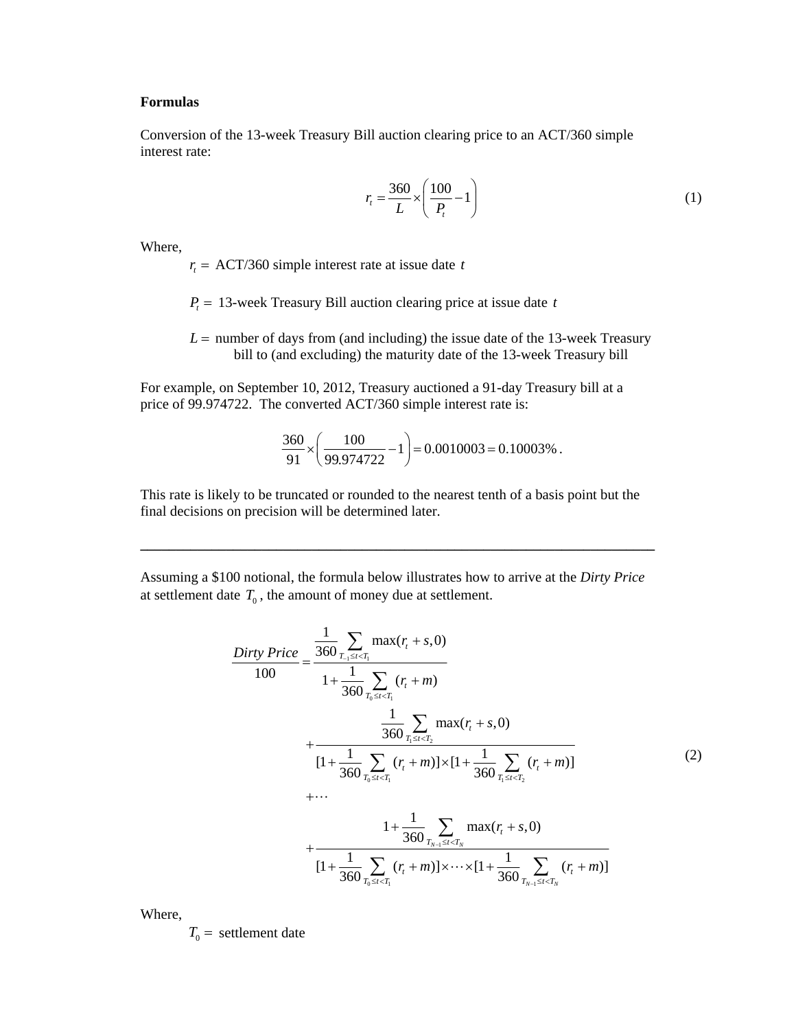**Formulas**

Conversion of the 13-week Treasury Bill auction clearing price to an ACT/360 simple interest rate:

$$r_t = \frac{360}{L} \times \left( \frac{100}{P_t} - 1 \right) \tag{1}$$

Where,

$r_t =$ ACT/360 simple interest rate at issue date $t$

$P_t =$ 13-week Treasury Bill auction clearing price at issue date $t$

$L =$ number of days from (and including) the issue date of the 13-week Treasury bill to (and excluding) the maturity date of the 13-week Treasury bill

For example, on September 10, 2012, Treasury auctioned a 91-day Treasury bill at a price of 99.974722. The converted ACT/360 simple interest rate is:

$$\frac{360}{91} \times \left( \frac{100}{99.974722} - 1 \right) = 0.0010003 = 0.10003\% .$$

This rate is likely to be truncated or rounded to the nearest tenth of a basis point but the final decisions on precision will be determined later.

---

Assuming a \$100 notional, the formula below illustrates how to arrive at the *Dirty Price* at settlement date $T_0$, the amount of money due at settlement.

$$\begin{aligned}
\frac{\textit{Dirty Price}}{100} = & \frac{\frac{1}{360} \sum_{T_{-1} \le t < T_1} \max(r_t + s, 0)}{1 + \frac{1}{360} \sum_{T_0 \le t < T_1} (r_t + m)} \\
& + \frac{\frac{1}{360} \sum_{T_1 \le t < T_2} \max(r_t + s, 0)}{[1 + \frac{1}{360} \sum_{T_0 \le t < T_1} (r_t + m)] \times [1 + \frac{1}{360} \sum_{T_1 \le t < T_2} (r_t + m)]} \\
& + \cdots \\
& + \frac{1 + \frac{1}{360} \sum_{T_{N-1} \le t < T_N} \max(r_t + s, 0)}{[1 + \frac{1}{360} \sum_{T_0 \le t < T_1} (r_t + m)] \times \cdots \times [1 + \frac{1}{360} \sum_{T_{N-1} \le t < T_N} (r_t + m)]}
\end{aligned} \tag{2}$$

Where,

$T_0 =$ settlement date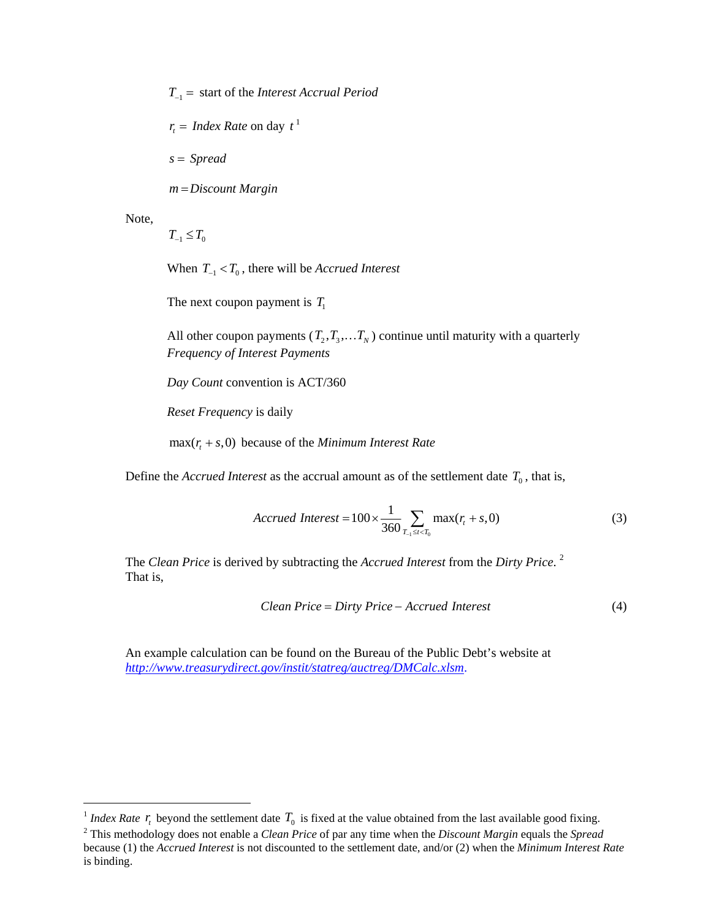$T_{-1} =$ start of the *Interest Accrual Period*

$r_t =$ *Index Rate* on day $t$[1]

$s =$ *Spread*

$m =$ *Discount Margin*

Note,

$T_{-1} \leq T_0$

When $T_{-1} < T_0$, there will be *Accrued Interest*

The next coupon payment is $T_1$

All other coupon payments ($T_2, T_3, \ldots T_N$) continue until maturity with a quarterly *Frequency of Interest Payments*

*Day Count* convention is ACT/360

*Reset Frequency* is daily

$\max(r_t + s, 0)$ because of the *Minimum Interest Rate*

Define the *Accrued Interest* as the accrual amount as of the settlement date $T_0$, that is,

$$\textit{Accrued Interest} = 100 \times \frac{1}{360} \sum_{T_{-1} \leq t < T_0} \max(r_t + s, 0) \tag{3}$$

The *Clean Price* is derived by subtracting the *Accrued Interest* from the *Dirty Price.*[2] That is,

$$\textit{Clean Price} = \textit{Dirty Price} - \textit{Accrued Interest} \tag{4}$$

An example calculation can be found on the Bureau of the Public Debt's website at [http://www.treasurydirect.gov/instit/statreg/auctreg/DMCalc.xlsm](http://www.treasurydirect.gov/instit/statreg/auctreg/DMCalc.xlsm).

---

[1] *Index Rate* $r_t$ beyond the settlement date $T_0$ is fixed at the value obtained from the last available good fixing.

[2] This methodology does not enable a *Clean Price* of par any time when the *Discount Margin* equals the *Spread* because (1) the *Accrued Interest* is not discounted to the settlement date, and/or (2) when the *Minimum Interest Rate* is binding.